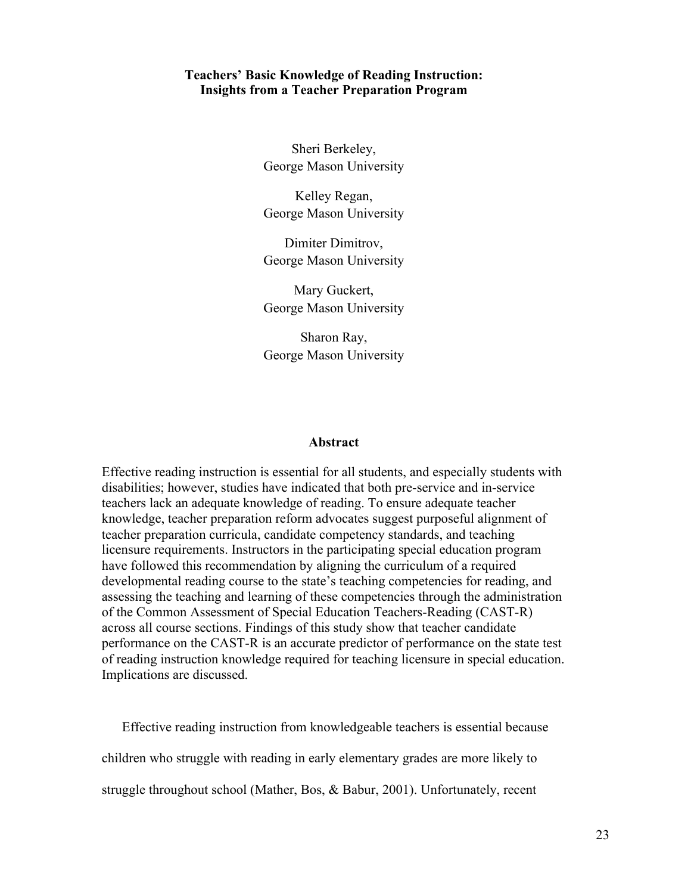# Teachers' Basic Knowledge of Reading Instruction: Insights from a Teacher Preparation Program

Sheri Berkeley,
George Mason University

Kelley Regan,
George Mason University

Dimiter Dimitrov,
George Mason University

Mary Guckert,
George Mason University

Sharon Ray,
George Mason University

## Abstract

Effective reading instruction is essential for all students, and especially students with disabilities; however, studies have indicated that both pre-service and in-service teachers lack an adequate knowledge of reading. To ensure adequate teacher knowledge, teacher preparation reform advocates suggest purposeful alignment of teacher preparation curricula, candidate competency standards, and teaching licensure requirements. Instructors in the participating special education program have followed this recommendation by aligning the curriculum of a required developmental reading course to the state's teaching competencies for reading, and assessing the teaching and learning of these competencies through the administration of the Common Assessment of Special Education Teachers-Reading (CAST-R) across all course sections. Findings of this study show that teacher candidate performance on the CAST-R is an accurate predictor of performance on the state test of reading instruction knowledge required for teaching licensure in special education. Implications are discussed.

Effective reading instruction from knowledgeable teachers is essential because children who struggle with reading in early elementary grades are more likely to struggle throughout school (Mather, Bos, & Babur, 2001). Unfortunately, recent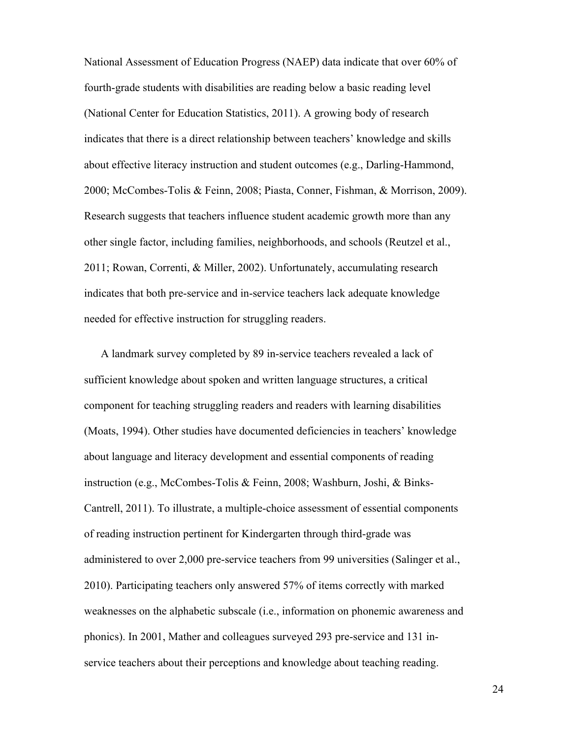National Assessment of Education Progress (NAEP) data indicate that over 60% of fourth-grade students with disabilities are reading below a basic reading level (National Center for Education Statistics, 2011). A growing body of research indicates that there is a direct relationship between teachers' knowledge and skills about effective literacy instruction and student outcomes (e.g., Darling-Hammond, 2000; McCombes-Tolis & Feinn, 2008; Piasta, Conner, Fishman, & Morrison, 2009). Research suggests that teachers influence student academic growth more than any other single factor, including families, neighborhoods, and schools (Reutzel et al., 2011; Rowan, Correnti, & Miller, 2002). Unfortunately, accumulating research indicates that both pre-service and in-service teachers lack adequate knowledge needed for effective instruction for struggling readers.

A landmark survey completed by 89 in-service teachers revealed a lack of sufficient knowledge about spoken and written language structures, a critical component for teaching struggling readers and readers with learning disabilities (Moats, 1994). Other studies have documented deficiencies in teachers' knowledge about language and literacy development and essential components of reading instruction (e.g., McCombes-Tolis & Feinn, 2008; Washburn, Joshi, & Binks-Cantrell, 2011). To illustrate, a multiple-choice assessment of essential components of reading instruction pertinent for Kindergarten through third-grade was administered to over 2,000 pre-service teachers from 99 universities (Salinger et al., 2010). Participating teachers only answered 57% of items correctly with marked weaknesses on the alphabetic subscale (i.e., information on phonemic awareness and phonics). In 2001, Mather and colleagues surveyed 293 pre-service and 131 in-service teachers about their perceptions and knowledge about teaching reading.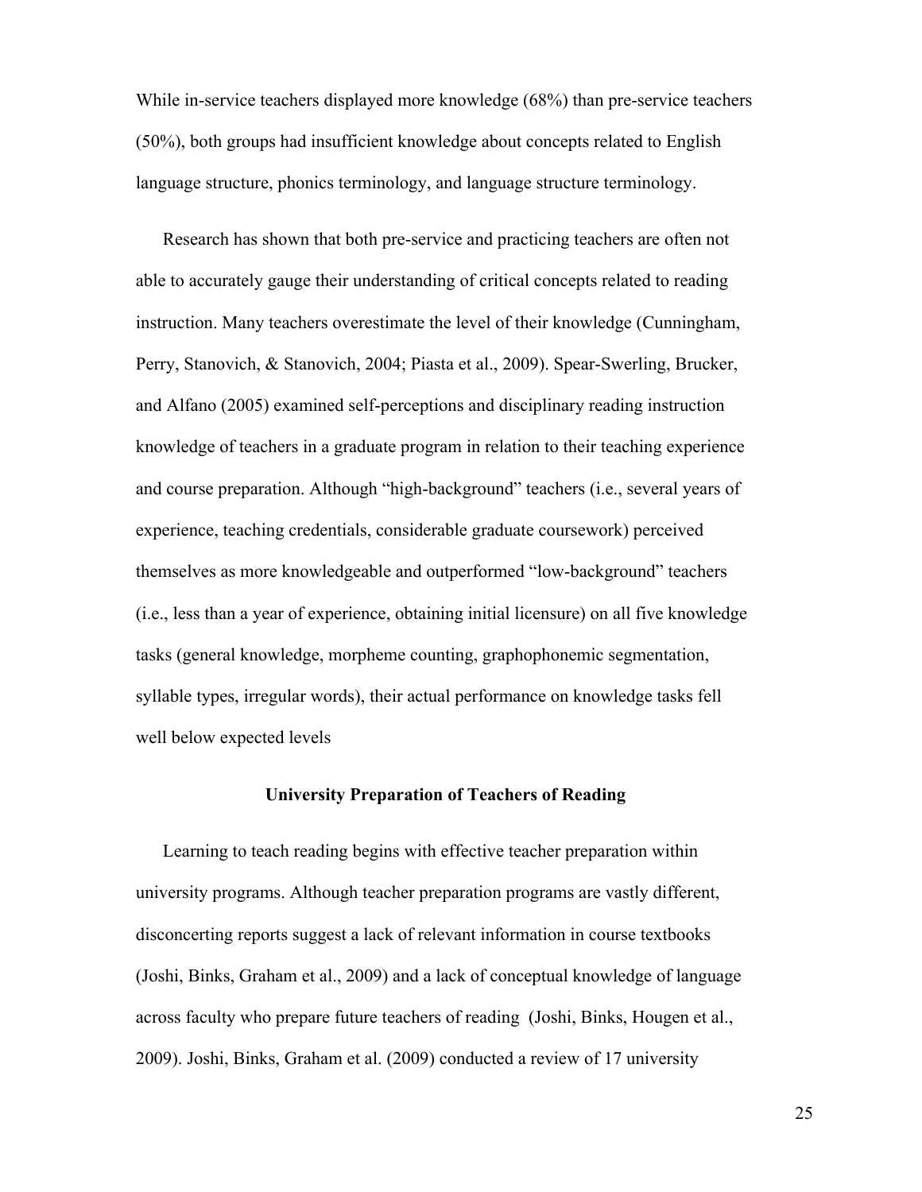While in-service teachers displayed more knowledge (68%) than pre-service teachers (50%), both groups had insufficient knowledge about concepts related to English language structure, phonics terminology, and language structure terminology.

Research has shown that both pre-service and practicing teachers are often not able to accurately gauge their understanding of critical concepts related to reading instruction. Many teachers overestimate the level of their knowledge (Cunningham, Perry, Stanovich, & Stanovich, 2004; Piasta et al., 2009). Spear-Swerling, Brucker, and Alfano (2005) examined self-perceptions and disciplinary reading instruction knowledge of teachers in a graduate program in relation to their teaching experience and course preparation. Although "high-background" teachers (i.e., several years of experience, teaching credentials, considerable graduate coursework) perceived themselves as more knowledgeable and outperformed "low-background" teachers (i.e., less than a year of experience, obtaining initial licensure) on all five knowledge tasks (general knowledge, morpheme counting, graphophonemic segmentation, syllable types, irregular words), their actual performance on knowledge tasks fell well below expected levels

## University Preparation of Teachers of Reading

Learning to teach reading begins with effective teacher preparation within university programs. Although teacher preparation programs are vastly different, disconcerting reports suggest a lack of relevant information in course textbooks (Joshi, Binks, Graham et al., 2009) and a lack of conceptual knowledge of language across faculty who prepare future teachers of reading (Joshi, Binks, Hougen et al., 2009). Joshi, Binks, Graham et al. (2009) conducted a review of 17 university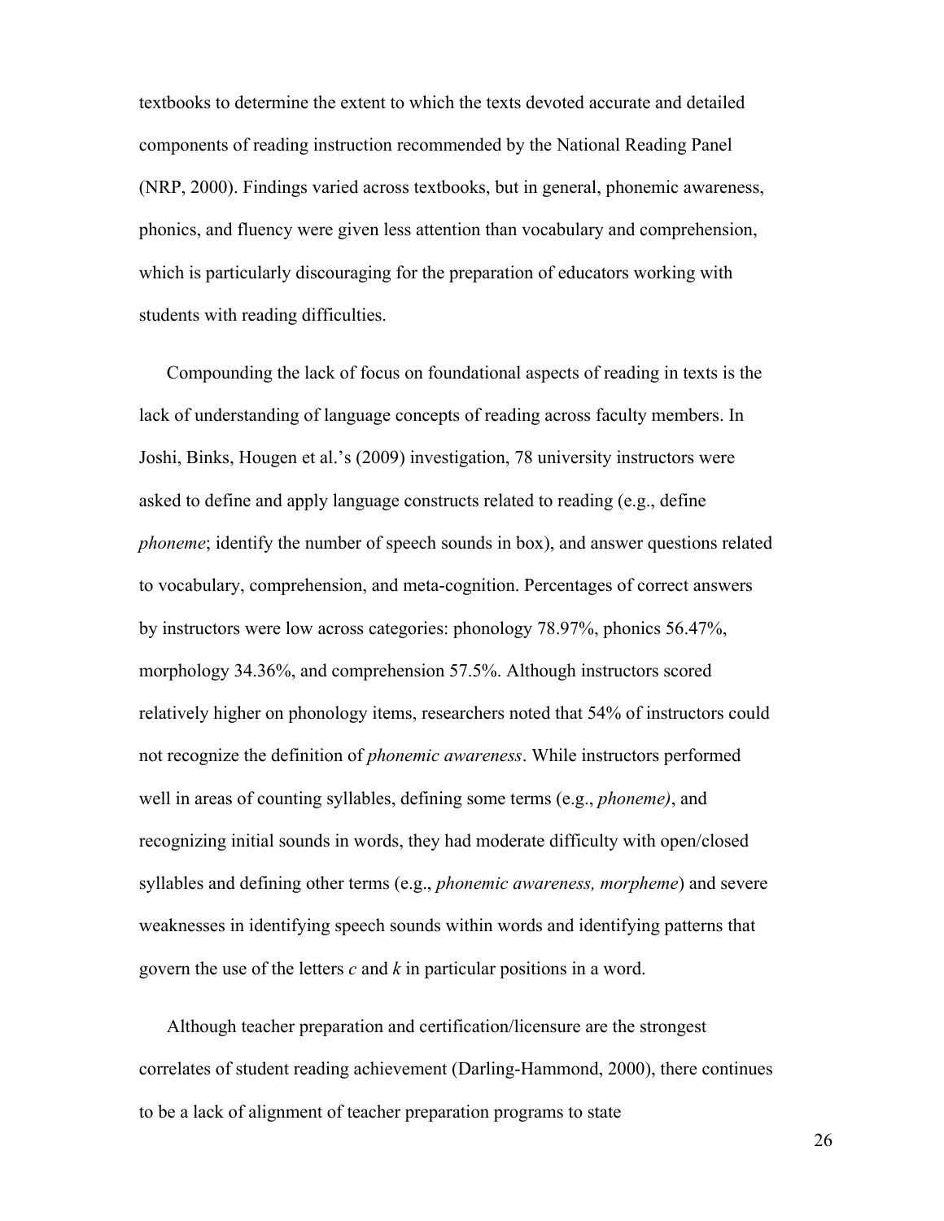textbooks to determine the extent to which the texts devoted accurate and detailed components of reading instruction recommended by the National Reading Panel (NRP, 2000). Findings varied across textbooks, but in general, phonemic awareness, phonics, and fluency were given less attention than vocabulary and comprehension, which is particularly discouraging for the preparation of educators working with students with reading difficulties.

Compounding the lack of focus on foundational aspects of reading in texts is the lack of understanding of language concepts of reading across faculty members. In Joshi, Binks, Hougen et al.'s (2009) investigation, 78 university instructors were asked to define and apply language constructs related to reading (e.g., define *phoneme*; identify the number of speech sounds in box), and answer questions related to vocabulary, comprehension, and meta-cognition. Percentages of correct answers by instructors were low across categories: phonology 78.97%, phonics 56.47%, morphology 34.36%, and comprehension 57.5%. Although instructors scored relatively higher on phonology items, researchers noted that 54% of instructors could not recognize the definition of *phonemic awareness*. While instructors performed well in areas of counting syllables, defining some terms (e.g., *phoneme)*, and recognizing initial sounds in words, they had moderate difficulty with open/closed syllables and defining other terms (e.g., *phonemic awareness, morpheme*) and severe weaknesses in identifying speech sounds within words and identifying patterns that govern the use of the letters *c* and *k* in particular positions in a word.

Although teacher preparation and certification/licensure are the strongest correlates of student reading achievement (Darling-Hammond, 2000), there continues to be a lack of alignment of teacher preparation programs to state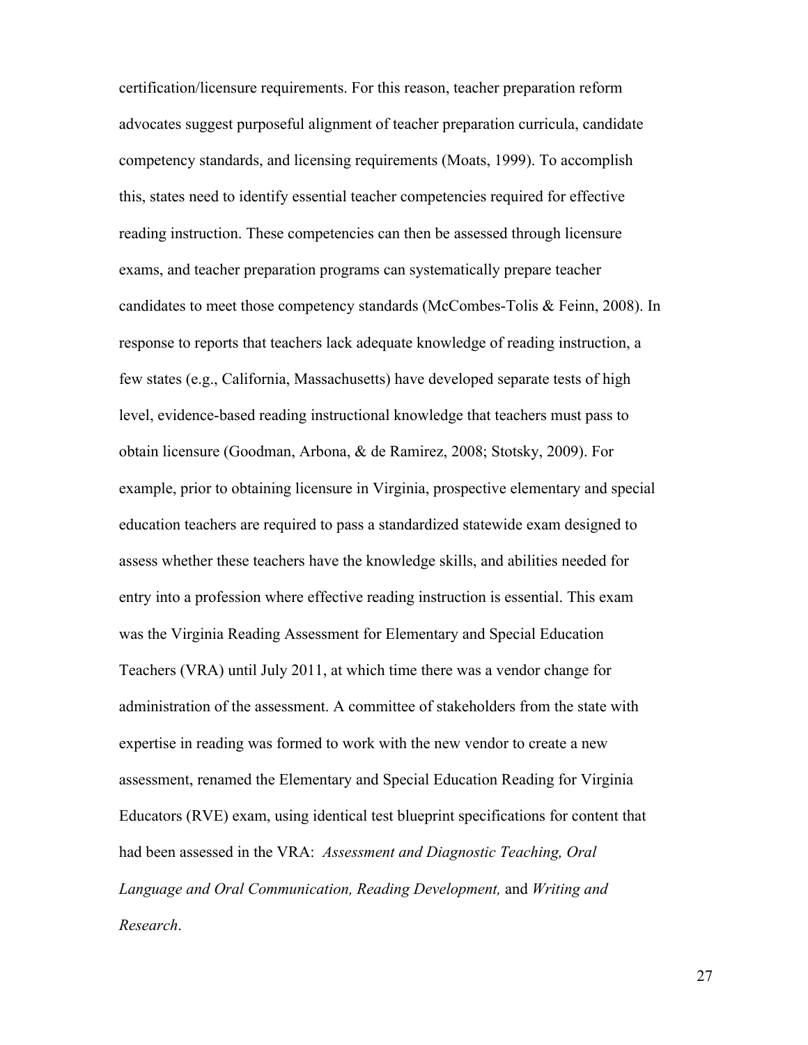certification/licensure requirements. For this reason, teacher preparation reform advocates suggest purposeful alignment of teacher preparation curricula, candidate competency standards, and licensing requirements (Moats, 1999). To accomplish this, states need to identify essential teacher competencies required for effective reading instruction. These competencies can then be assessed through licensure exams, and teacher preparation programs can systematically prepare teacher candidates to meet those competency standards (McCombes-Tolis & Feinn, 2008). In response to reports that teachers lack adequate knowledge of reading instruction, a few states (e.g., California, Massachusetts) have developed separate tests of high level, evidence-based reading instructional knowledge that teachers must pass to obtain licensure (Goodman, Arbona, & de Ramirez, 2008; Stotsky, 2009). For example, prior to obtaining licensure in Virginia, prospective elementary and special education teachers are required to pass a standardized statewide exam designed to assess whether these teachers have the knowledge skills, and abilities needed for entry into a profession where effective reading instruction is essential. This exam was the Virginia Reading Assessment for Elementary and Special Education Teachers (VRA) until July 2011, at which time there was a vendor change for administration of the assessment. A committee of stakeholders from the state with expertise in reading was formed to work with the new vendor to create a new assessment, renamed the Elementary and Special Education Reading for Virginia Educators (RVE) exam, using identical test blueprint specifications for content that had been assessed in the VRA: *Assessment and Diagnostic Teaching, Oral Language and Oral Communication, Reading Development,* and *Writing and Research*.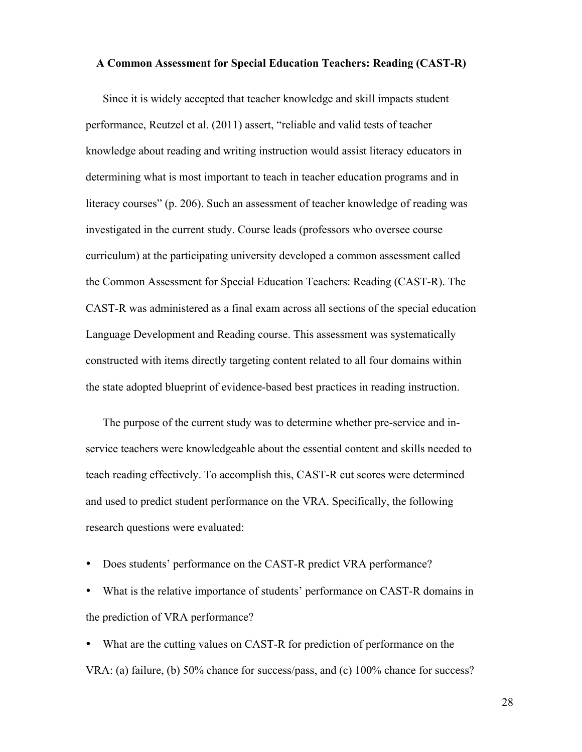### A Common Assessment for Special Education Teachers: Reading (CAST-R)

Since it is widely accepted that teacher knowledge and skill impacts student performance, Reutzel et al. (2011) assert, “reliable and valid tests of teacher knowledge about reading and writing instruction would assist literacy educators in determining what is most important to teach in teacher education programs and in literacy courses” (p. 206). Such an assessment of teacher knowledge of reading was investigated in the current study. Course leads (professors who oversee course curriculum) at the participating university developed a common assessment called the Common Assessment for Special Education Teachers: Reading (CAST-R). The CAST-R was administered as a final exam across all sections of the special education Language Development and Reading course. This assessment was systematically constructed with items directly targeting content related to all four domains within the state adopted blueprint of evidence-based best practices in reading instruction.

The purpose of the current study was to determine whether pre-service and in-service teachers were knowledgeable about the essential content and skills needed to teach reading effectively. To accomplish this, CAST-R cut scores were determined and used to predict student performance on the VRA. Specifically, the following research questions were evaluated:

- Does students’ performance on the CAST-R predict VRA performance?
- What is the relative importance of students’ performance on CAST-R domains in the prediction of VRA performance?
- What are the cutting values on CAST-R for prediction of performance on the VRA: (a) failure, (b) 50% chance for success/pass, and (c) 100% chance for success?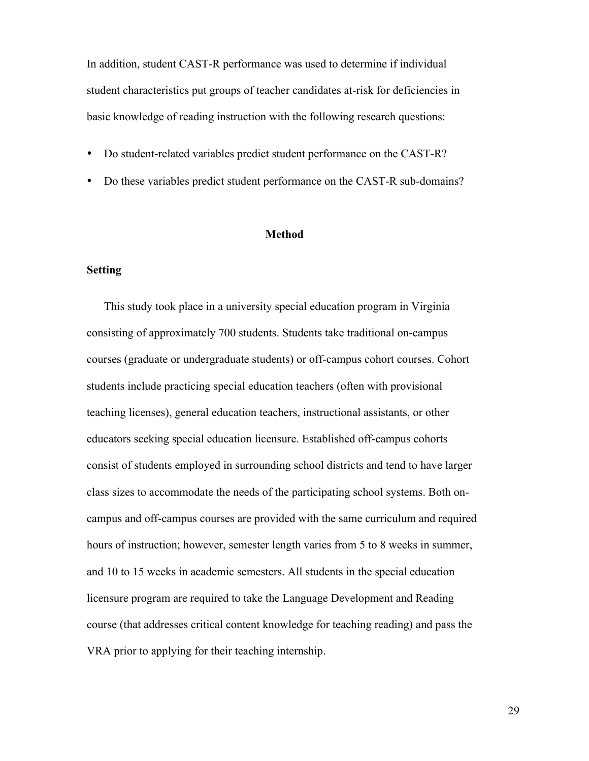In addition, student CAST-R performance was used to determine if individual student characteristics put groups of teacher candidates at-risk for deficiencies in basic knowledge of reading instruction with the following research questions:

- Do student-related variables predict student performance on the CAST-R?
- Do these variables predict student performance on the CAST-R sub-domains?

## Method

### Setting

This study took place in a university special education program in Virginia consisting of approximately 700 students. Students take traditional on-campus courses (graduate or undergraduate students) or off-campus cohort courses. Cohort students include practicing special education teachers (often with provisional teaching licenses), general education teachers, instructional assistants, or other educators seeking special education licensure. Established off-campus cohorts consist of students employed in surrounding school districts and tend to have larger class sizes to accommodate the needs of the participating school systems. Both on-campus and off-campus courses are provided with the same curriculum and required hours of instruction; however, semester length varies from 5 to 8 weeks in summer, and 10 to 15 weeks in academic semesters. All students in the special education licensure program are required to take the Language Development and Reading course (that addresses critical content knowledge for teaching reading) and pass the VRA prior to applying for their teaching internship.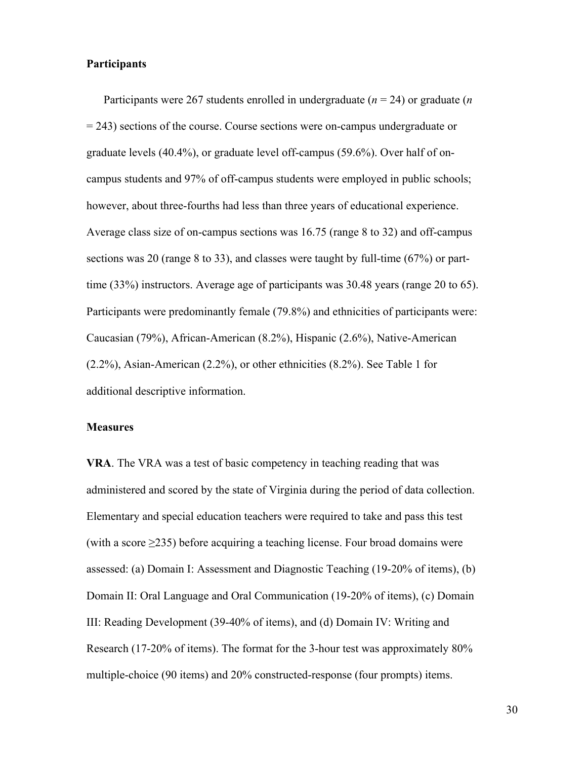## Participants

Participants were 267 students enrolled in undergraduate (*n* = 24) or graduate (*n* = 243) sections of the course. Course sections were on-campus undergraduate or graduate levels (40.4%), or graduate level off-campus (59.6%). Over half of on-campus students and 97% of off-campus students were employed in public schools; however, about three-fourths had less than three years of educational experience. Average class size of on-campus sections was 16.75 (range 8 to 32) and off-campus sections was 20 (range 8 to 33), and classes were taught by full-time (67%) or part-time (33%) instructors. Average age of participants was 30.48 years (range 20 to 65). Participants were predominantly female (79.8%) and ethnicities of participants were: Caucasian (79%), African-American (8.2%), Hispanic (2.6%), Native-American (2.2%), Asian-American (2.2%), or other ethnicities (8.2%). See Table 1 for additional descriptive information.

## Measures

**VRA**. The VRA was a test of basic competency in teaching reading that was administered and scored by the state of Virginia during the period of data collection. Elementary and special education teachers were required to take and pass this test (with a score ≥235) before acquiring a teaching license. Four broad domains were assessed: (a) Domain I: Assessment and Diagnostic Teaching (19-20% of items), (b) Domain II: Oral Language and Oral Communication (19-20% of items), (c) Domain III: Reading Development (39-40% of items), and (d) Domain IV: Writing and Research (17-20% of items). The format for the 3-hour test was approximately 80% multiple-choice (90 items) and 20% constructed-response (four prompts) items.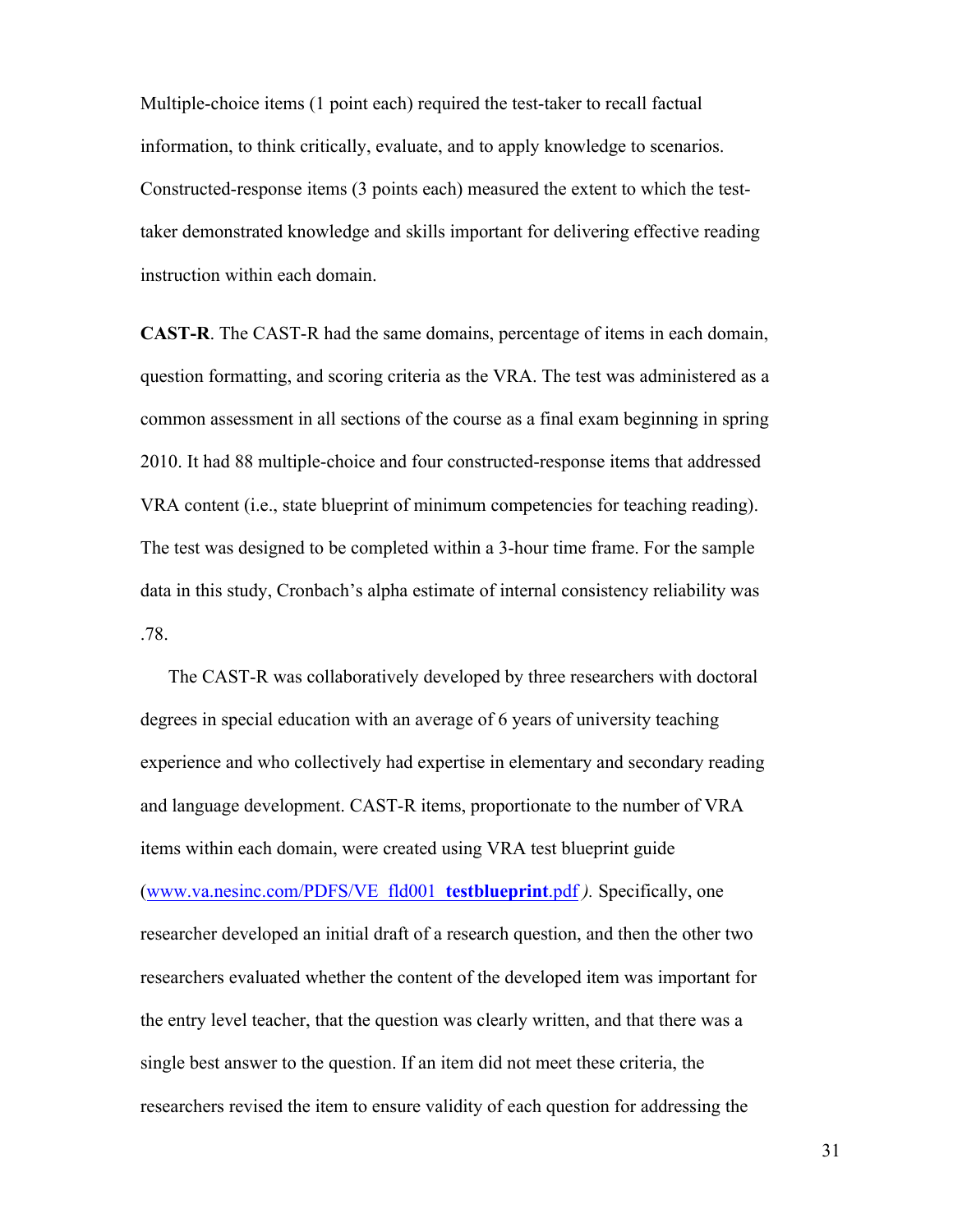Multiple-choice items (1 point each) required the test-taker to recall factual information, to think critically, evaluate, and to apply knowledge to scenarios. Constructed-response items (3 points each) measured the extent to which the test-taker demonstrated knowledge and skills important for delivering effective reading instruction within each domain.

**CAST-R**. The CAST-R had the same domains, percentage of items in each domain, question formatting, and scoring criteria as the VRA. The test was administered as a common assessment in all sections of the course as a final exam beginning in spring 2010. It had 88 multiple-choice and four constructed-response items that addressed VRA content (i.e., state blueprint of minimum competencies for teaching reading). The test was designed to be completed within a 3-hour time frame. For the sample data in this study, Cronbach's alpha estimate of internal consistency reliability was .78.

The CAST-R was collaboratively developed by three researchers with doctoral degrees in special education with an average of 6 years of university teaching experience and who collectively had expertise in elementary and secondary reading and language development. CAST-R items, proportionate to the number of VRA items within each domain, were created using VRA test blueprint guide (www.va.nesinc.com/PDFS/VE_fld001_**testblueprint**.pdf). Specifically, one researcher developed an initial draft of a research question, and then the other two researchers evaluated whether the content of the developed item was important for the entry level teacher, that the question was clearly written, and that there was a single best answer to the question. If an item did not meet these criteria, the researchers revised the item to ensure validity of each question for addressing the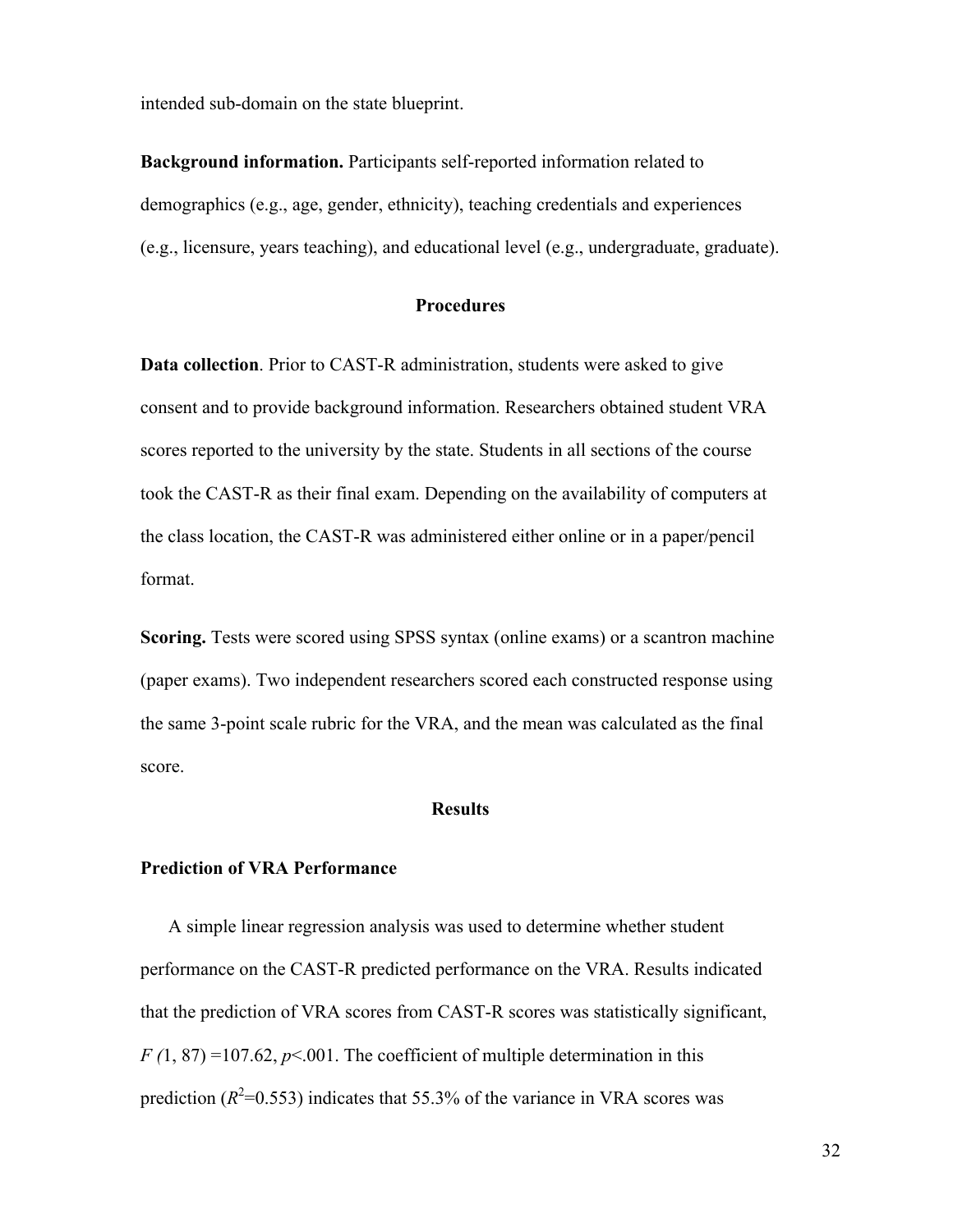intended sub-domain on the state blueprint.

**Background information.** Participants self-reported information related to demographics (e.g., age, gender, ethnicity), teaching credentials and experiences (e.g., licensure, years teaching), and educational level (e.g., undergraduate, graduate).

## Procedures

**Data collection**. Prior to CAST-R administration, students were asked to give consent and to provide background information. Researchers obtained student VRA scores reported to the university by the state. Students in all sections of the course took the CAST-R as their final exam. Depending on the availability of computers at the class location, the CAST-R was administered either online or in a paper/pencil format.

**Scoring.** Tests were scored using SPSS syntax (online exams) or a scantron machine (paper exams). Two independent researchers scored each constructed response using the same 3-point scale rubric for the VRA, and the mean was calculated as the final score.

## Results

### Prediction of VRA Performance

A simple linear regression analysis was used to determine whether student performance on the CAST-R predicted performance on the VRA. Results indicated that the prediction of VRA scores from CAST-R scores was statistically significant, $F(1, 87) = 107.62$, $p < .001$. The coefficient of multiple determination in this prediction ($R^2 = 0.553$) indicates that 55.3% of the variance in VRA scores was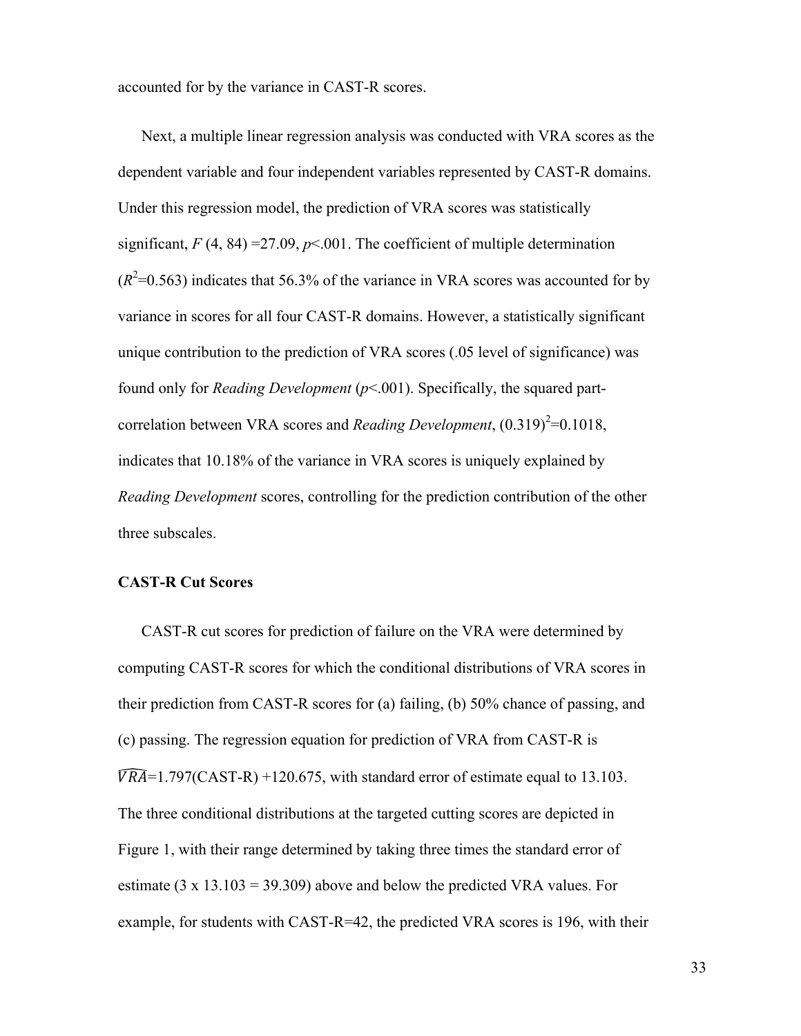accounted for by the variance in CAST-R scores.

Next, a multiple linear regression analysis was conducted with VRA scores as the dependent variable and four independent variables represented by CAST-R domains. Under this regression model, the prediction of VRA scores was statistically significant, $F$ (4, 84) =27.09, $p$<.001. The coefficient of multiple determination ($R^2$=0.563) indicates that 56.3% of the variance in VRA scores was accounted for by variance in scores for all four CAST-R domains. However, a statistically significant unique contribution to the prediction of VRA scores (.05 level of significance) was found only for *Reading Development* ($p$<.001). Specifically, the squared part-correlation between VRA scores and *Reading Development*, $(0.319)^2$=0.1018, indicates that 10.18% of the variance in VRA scores is uniquely explained by *Reading Development* scores, controlling for the prediction contribution of the other three subscales.

**CAST-R Cut Scores**

CAST-R cut scores for prediction of failure on the VRA were determined by computing CAST-R scores for which the conditional distributions of VRA scores in their prediction from CAST-R scores for (a) failing, (b) 50% chance of passing, and (c) passing. The regression equation for prediction of VRA from CAST-R is $\widehat{VRA}$=1.797(CAST-R) +120.675, with standard error of estimate equal to 13.103. The three conditional distributions at the targeted cutting scores are depicted in Figure 1, with their range determined by taking three times the standard error of estimate (3 x 13.103 = 39.309) above and below the predicted VRA values. For example, for students with CAST-R=42, the predicted VRA scores is 196, with their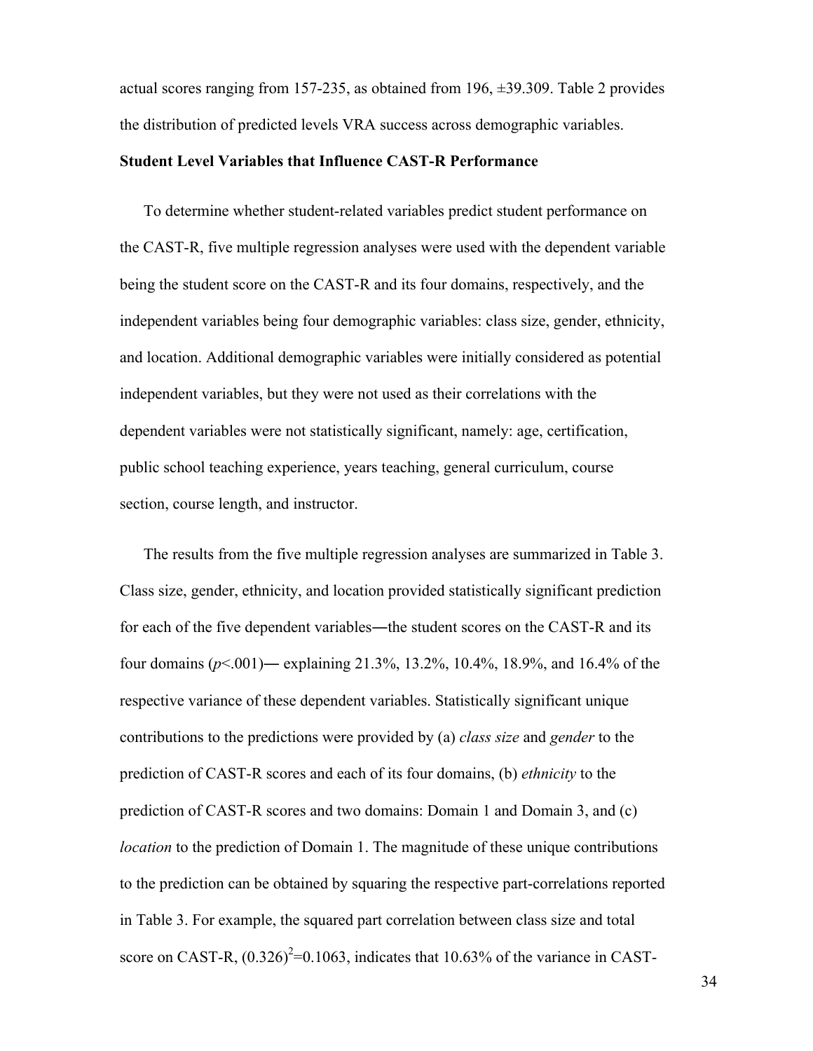actual scores ranging from 157-235, as obtained from 196, ±39.309. Table 2 provides the distribution of predicted levels VRA success across demographic variables.

### Student Level Variables that Influence CAST-R Performance

To determine whether student-related variables predict student performance on the CAST-R, five multiple regression analyses were used with the dependent variable being the student score on the CAST-R and its four domains, respectively, and the independent variables being four demographic variables: class size, gender, ethnicity, and location. Additional demographic variables were initially considered as potential independent variables, but they were not used as their correlations with the dependent variables were not statistically significant, namely: age, certification, public school teaching experience, years teaching, general curriculum, course section, course length, and instructor.

The results from the five multiple regression analyses are summarized in Table 3. Class size, gender, ethnicity, and location provided statistically significant prediction for each of the five dependent variables―the student scores on the CAST-R and its four domains ($p<.001$)― explaining 21.3%, 13.2%, 10.4%, 18.9%, and 16.4% of the respective variance of these dependent variables. Statistically significant unique contributions to the predictions were provided by (a) *class size* and *gender* to the prediction of CAST-R scores and each of its four domains, (b) *ethnicity* to the prediction of CAST-R scores and two domains: Domain 1 and Domain 3, and (c) *location* to the prediction of Domain 1. The magnitude of these unique contributions to the prediction can be obtained by squaring the respective part-correlations reported in Table 3. For example, the squared part correlation between class size and total score on CAST-R, $(0.326)^2=0.1063$, indicates that 10.63% of the variance in CAST-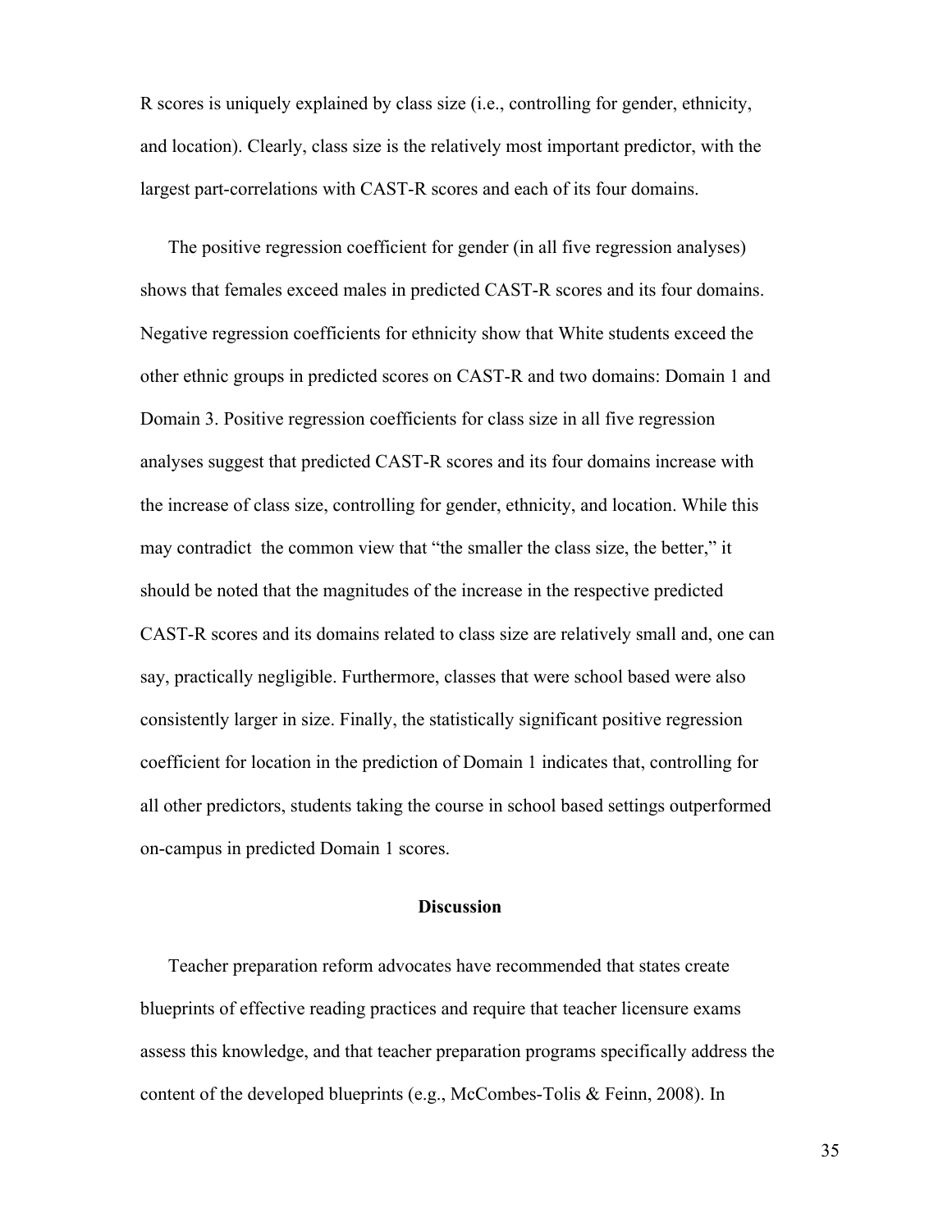R scores is uniquely explained by class size (i.e., controlling for gender, ethnicity, and location). Clearly, class size is the relatively most important predictor, with the largest part-correlations with CAST-R scores and each of its four domains.

The positive regression coefficient for gender (in all five regression analyses) shows that females exceed males in predicted CAST-R scores and its four domains. Negative regression coefficients for ethnicity show that White students exceed the other ethnic groups in predicted scores on CAST-R and two domains: Domain 1 and Domain 3. Positive regression coefficients for class size in all five regression analyses suggest that predicted CAST-R scores and its four domains increase with the increase of class size, controlling for gender, ethnicity, and location. While this may contradict the common view that "the smaller the class size, the better," it should be noted that the magnitudes of the increase in the respective predicted CAST-R scores and its domains related to class size are relatively small and, one can say, practically negligible. Furthermore, classes that were school based were also consistently larger in size. Finally, the statistically significant positive regression coefficient for location in the prediction of Domain 1 indicates that, controlling for all other predictors, students taking the course in school based settings outperformed on-campus in predicted Domain 1 scores.

## Discussion

Teacher preparation reform advocates have recommended that states create blueprints of effective reading practices and require that teacher licensure exams assess this knowledge, and that teacher preparation programs specifically address the content of the developed blueprints (e.g., McCombes-Tolis & Feinn, 2008). In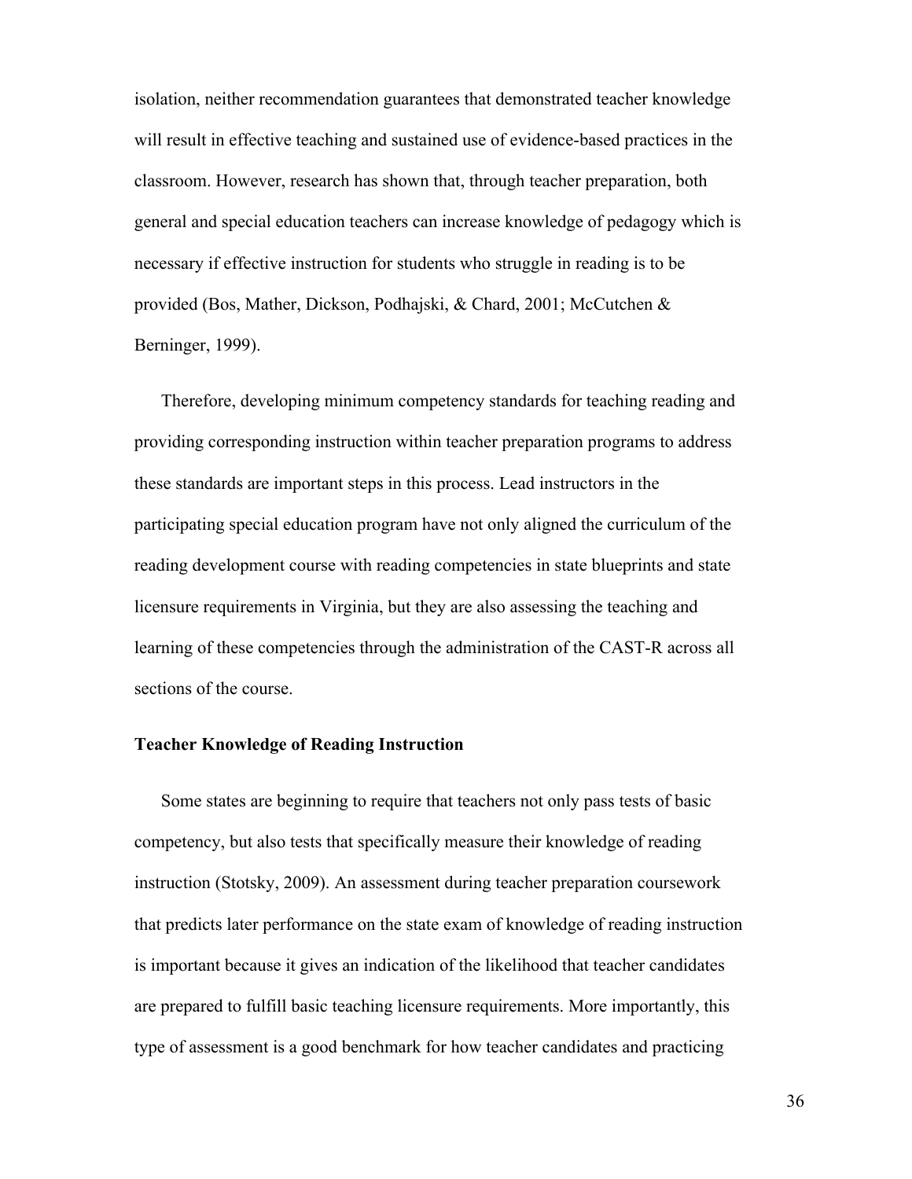isolation, neither recommendation guarantees that demonstrated teacher knowledge will result in effective teaching and sustained use of evidence-based practices in the classroom. However, research has shown that, through teacher preparation, both general and special education teachers can increase knowledge of pedagogy which is necessary if effective instruction for students who struggle in reading is to be provided (Bos, Mather, Dickson, Podhajski, & Chard, 2001; McCutchen & Berninger, 1999).

Therefore, developing minimum competency standards for teaching reading and providing corresponding instruction within teacher preparation programs to address these standards are important steps in this process. Lead instructors in the participating special education program have not only aligned the curriculum of the reading development course with reading competencies in state blueprints and state licensure requirements in Virginia, but they are also assessing the teaching and learning of these competencies through the administration of the CAST-R across all sections of the course.

### Teacher Knowledge of Reading Instruction

Some states are beginning to require that teachers not only pass tests of basic competency, but also tests that specifically measure their knowledge of reading instruction (Stotsky, 2009). An assessment during teacher preparation coursework that predicts later performance on the state exam of knowledge of reading instruction is important because it gives an indication of the likelihood that teacher candidates are prepared to fulfill basic teaching licensure requirements. More importantly, this type of assessment is a good benchmark for how teacher candidates and practicing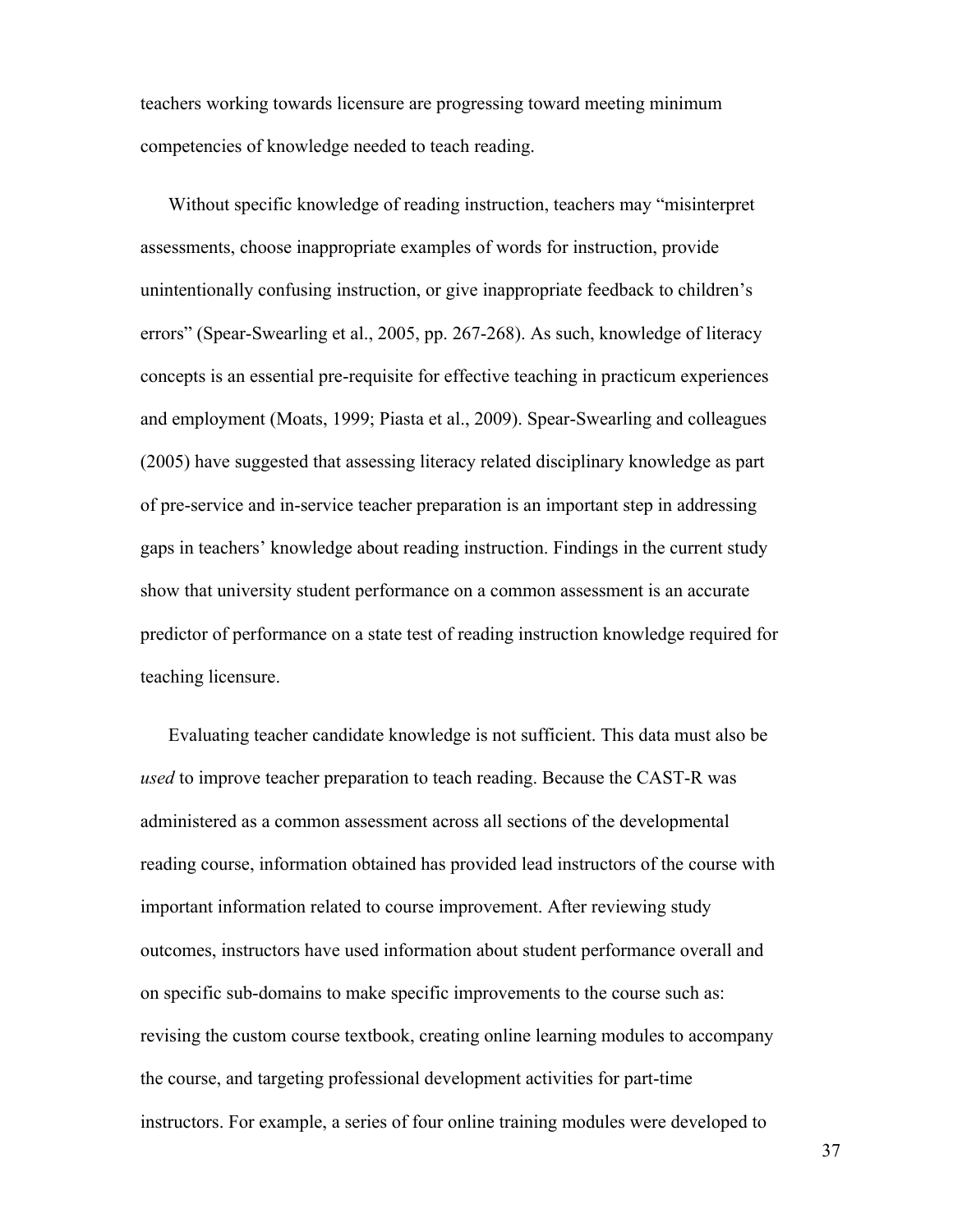teachers working towards licensure are progressing toward meeting minimum competencies of knowledge needed to teach reading.

Without specific knowledge of reading instruction, teachers may "misinterpret assessments, choose inappropriate examples of words for instruction, provide unintentionally confusing instruction, or give inappropriate feedback to children's errors" (Spear-Swearling et al., 2005, pp. 267-268). As such, knowledge of literacy concepts is an essential pre-requisite for effective teaching in practicum experiences and employment (Moats, 1999; Piasta et al., 2009). Spear-Swearling and colleagues (2005) have suggested that assessing literacy related disciplinary knowledge as part of pre-service and in-service teacher preparation is an important step in addressing gaps in teachers' knowledge about reading instruction. Findings in the current study show that university student performance on a common assessment is an accurate predictor of performance on a state test of reading instruction knowledge required for teaching licensure.

Evaluating teacher candidate knowledge is not sufficient. This data must also be *used* to improve teacher preparation to teach reading. Because the CAST-R was administered as a common assessment across all sections of the developmental reading course, information obtained has provided lead instructors of the course with important information related to course improvement. After reviewing study outcomes, instructors have used information about student performance overall and on specific sub-domains to make specific improvements to the course such as: revising the custom course textbook, creating online learning modules to accompany the course, and targeting professional development activities for part-time instructors. For example, a series of four online training modules were developed to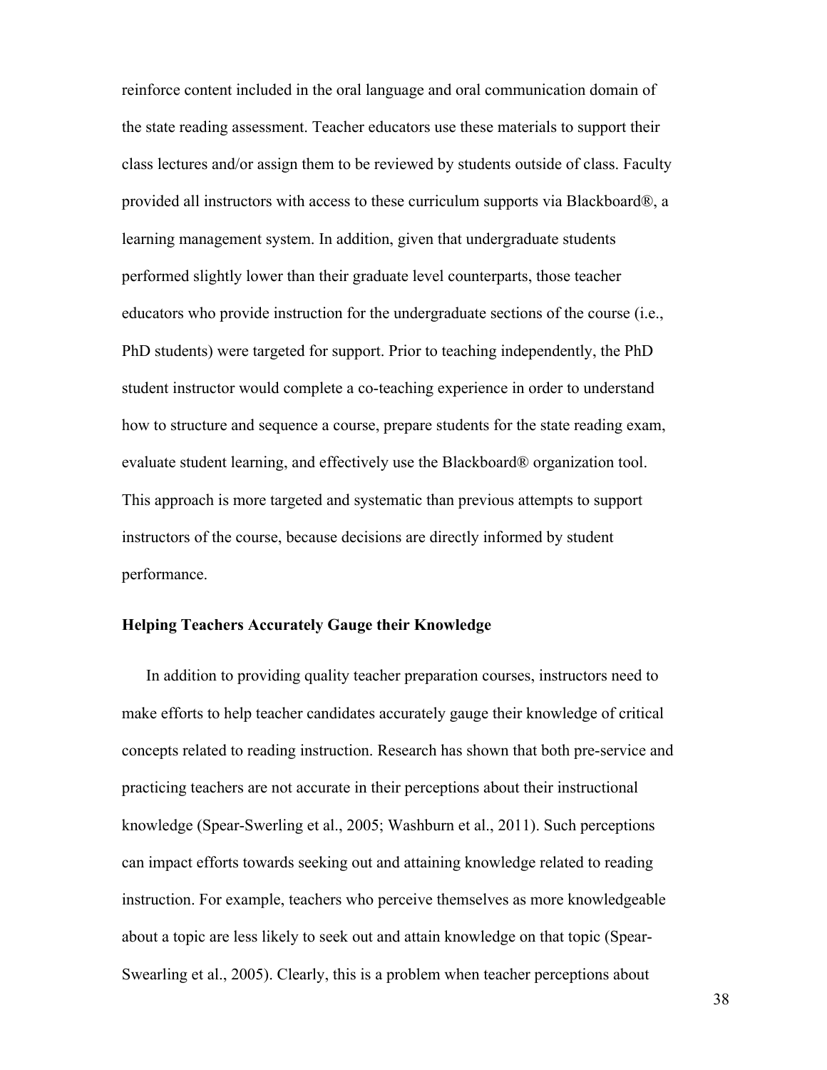reinforce content included in the oral language and oral communication domain of the state reading assessment. Teacher educators use these materials to support their class lectures and/or assign them to be reviewed by students outside of class. Faculty provided all instructors with access to these curriculum supports via Blackboard®, a learning management system. In addition, given that undergraduate students performed slightly lower than their graduate level counterparts, those teacher educators who provide instruction for the undergraduate sections of the course (i.e., PhD students) were targeted for support. Prior to teaching independently, the PhD student instructor would complete a co-teaching experience in order to understand how to structure and sequence a course, prepare students for the state reading exam, evaluate student learning, and effectively use the Blackboard® organization tool. This approach is more targeted and systematic than previous attempts to support instructors of the course, because decisions are directly informed by student performance.

### Helping Teachers Accurately Gauge their Knowledge

In addition to providing quality teacher preparation courses, instructors need to make efforts to help teacher candidates accurately gauge their knowledge of critical concepts related to reading instruction. Research has shown that both pre-service and practicing teachers are not accurate in their perceptions about their instructional knowledge (Spear-Swerling et al., 2005; Washburn et al., 2011). Such perceptions can impact efforts towards seeking out and attaining knowledge related to reading instruction. For example, teachers who perceive themselves as more knowledgeable about a topic are less likely to seek out and attain knowledge on that topic (Spear-Swearling et al., 2005). Clearly, this is a problem when teacher perceptions about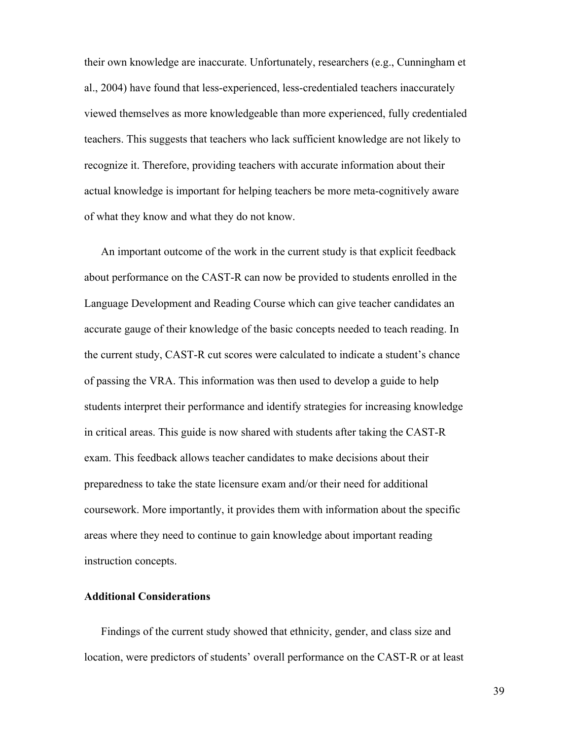their own knowledge are inaccurate. Unfortunately, researchers (e.g., Cunningham et al., 2004) have found that less-experienced, less-credentialed teachers inaccurately viewed themselves as more knowledgeable than more experienced, fully credentialed teachers. This suggests that teachers who lack sufficient knowledge are not likely to recognize it. Therefore, providing teachers with accurate information about their actual knowledge is important for helping teachers be more meta-cognitively aware of what they know and what they do not know.

An important outcome of the work in the current study is that explicit feedback about performance on the CAST-R can now be provided to students enrolled in the Language Development and Reading Course which can give teacher candidates an accurate gauge of their knowledge of the basic concepts needed to teach reading. In the current study, CAST-R cut scores were calculated to indicate a student's chance of passing the VRA. This information was then used to develop a guide to help students interpret their performance and identify strategies for increasing knowledge in critical areas. This guide is now shared with students after taking the CAST-R exam. This feedback allows teacher candidates to make decisions about their preparedness to take the state licensure exam and/or their need for additional coursework. More importantly, it provides them with information about the specific areas where they need to continue to gain knowledge about important reading instruction concepts.

**Additional Considerations**

Findings of the current study showed that ethnicity, gender, and class size and location, were predictors of students' overall performance on the CAST-R or at least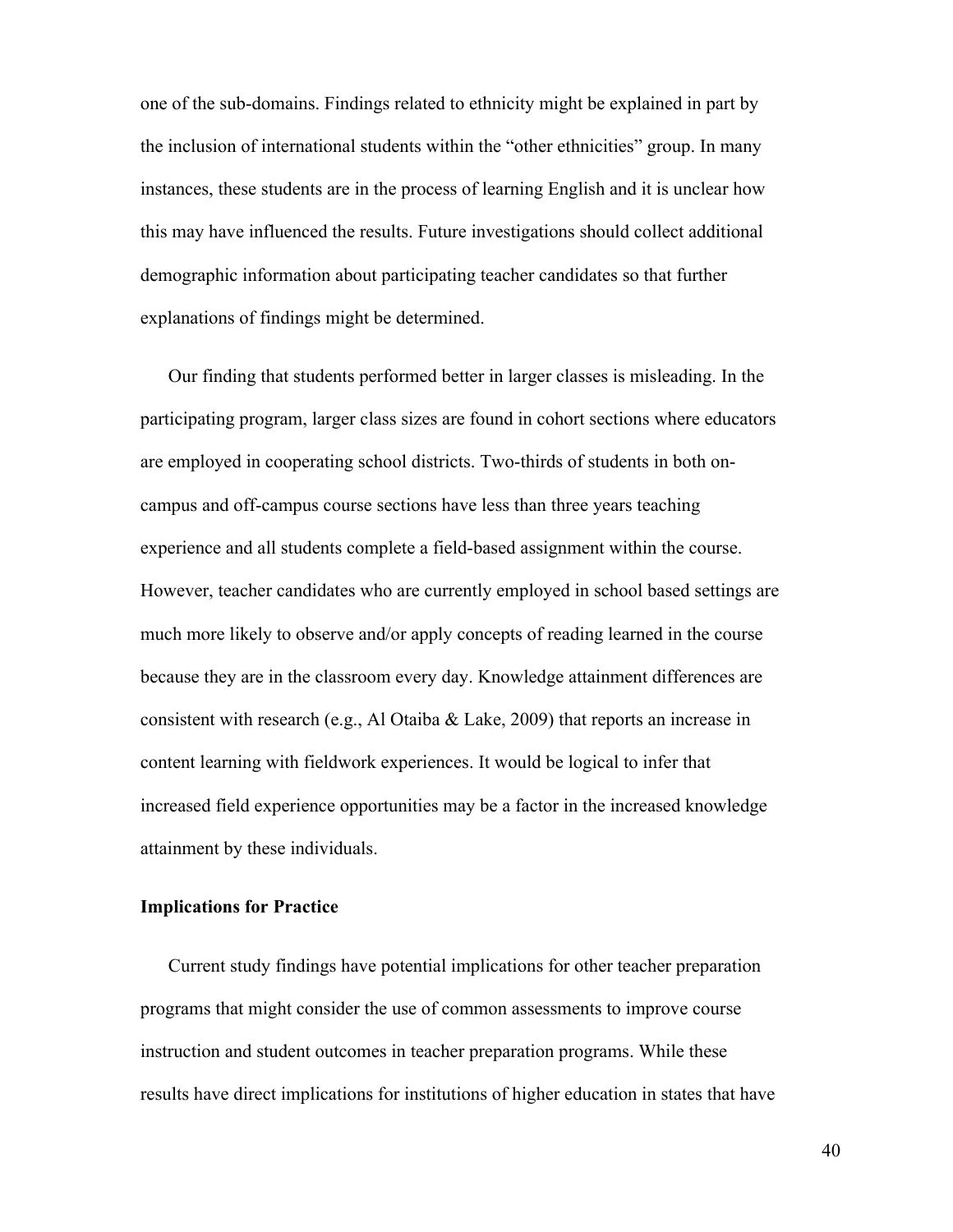one of the sub-domains. Findings related to ethnicity might be explained in part by the inclusion of international students within the "other ethnicities" group. In many instances, these students are in the process of learning English and it is unclear how this may have influenced the results. Future investigations should collect additional demographic information about participating teacher candidates so that further explanations of findings might be determined.

Our finding that students performed better in larger classes is misleading. In the participating program, larger class sizes are found in cohort sections where educators are employed in cooperating school districts. Two-thirds of students in both on-campus and off-campus course sections have less than three years teaching experience and all students complete a field-based assignment within the course. However, teacher candidates who are currently employed in school based settings are much more likely to observe and/or apply concepts of reading learned in the course because they are in the classroom every day. Knowledge attainment differences are consistent with research (e.g., Al Otaiba & Lake, 2009) that reports an increase in content learning with fieldwork experiences. It would be logical to infer that increased field experience opportunities may be a factor in the increased knowledge attainment by these individuals.

**Implications for Practice**

Current study findings have potential implications for other teacher preparation programs that might consider the use of common assessments to improve course instruction and student outcomes in teacher preparation programs. While these results have direct implications for institutions of higher education in states that have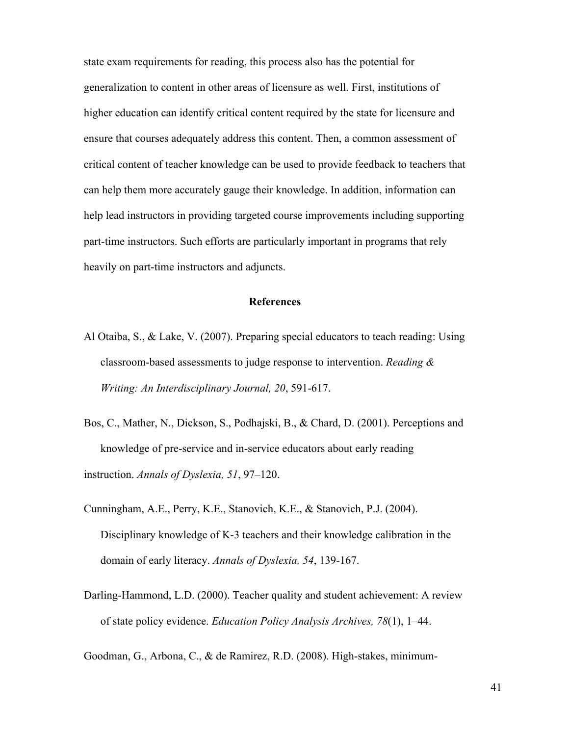state exam requirements for reading, this process also has the potential for generalization to content in other areas of licensure as well. First, institutions of higher education can identify critical content required by the state for licensure and ensure that courses adequately address this content. Then, a common assessment of critical content of teacher knowledge can be used to provide feedback to teachers that can help them more accurately gauge their knowledge. In addition, information can help lead instructors in providing targeted course improvements including supporting part-time instructors. Such efforts are particularly important in programs that rely heavily on part-time instructors and adjuncts.

## References

Al Otaiba, S., & Lake, V. (2007). Preparing special educators to teach reading: Using classroom-based assessments to judge response to intervention. *Reading & Writing: An Interdisciplinary Journal, 20*, 591-617.

Bos, C., Mather, N., Dickson, S., Podhajski, B., & Chard, D. (2001). Perceptions and knowledge of pre-service and in-service educators about early reading instruction. *Annals of Dyslexia, 51*, 97–120.

Cunningham, A.E., Perry, K.E., Stanovich, K.E., & Stanovich, P.J. (2004). Disciplinary knowledge of K-3 teachers and their knowledge calibration in the domain of early literacy. *Annals of Dyslexia, 54*, 139-167.

Darling-Hammond, L.D. (2000). Teacher quality and student achievement: A review of state policy evidence. *Education Policy Analysis Archives, 78*(1), 1–44.

Goodman, G., Arbona, C., & de Ramirez, R.D. (2008). High-stakes, minimum-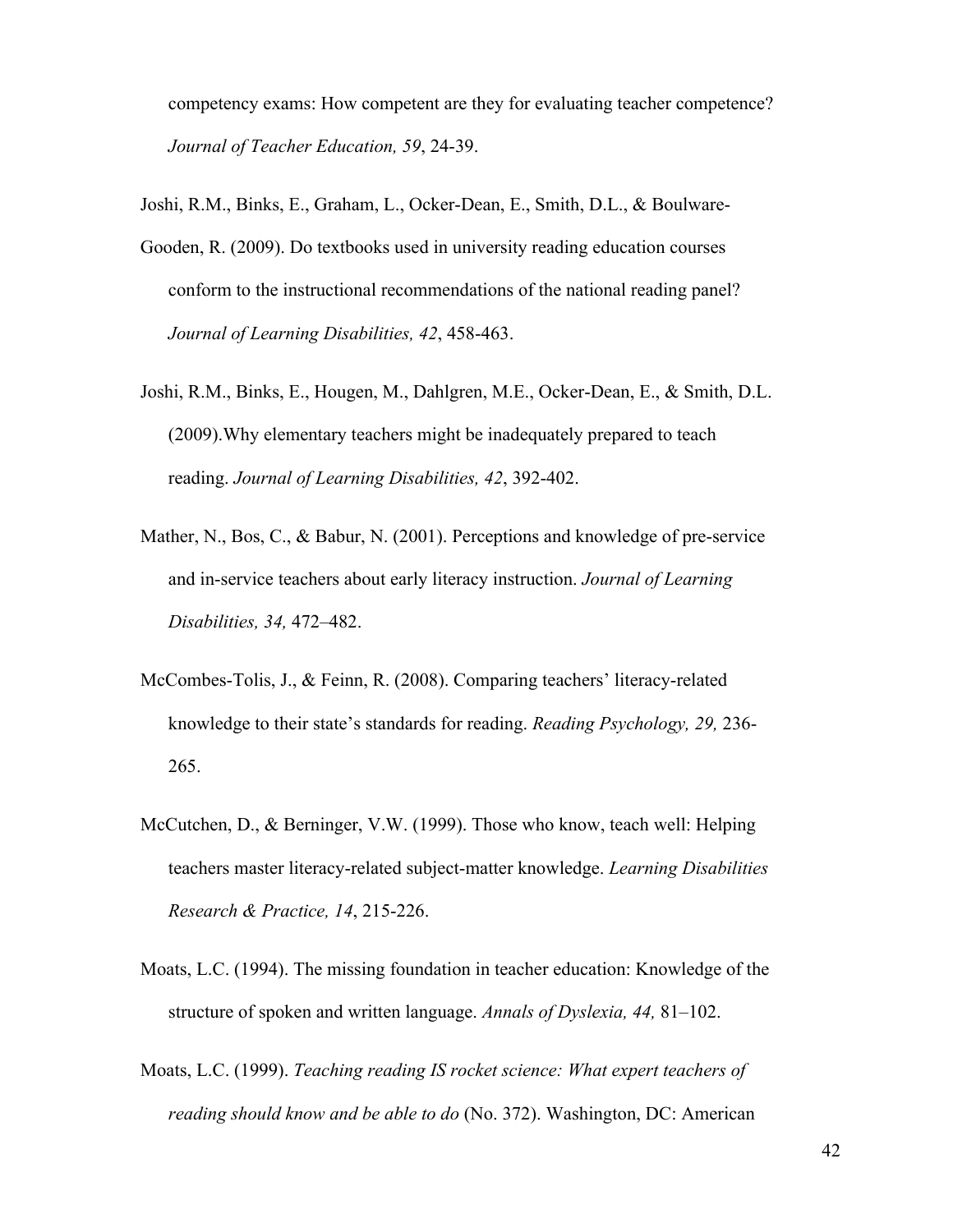competency exams: How competent are they for evaluating teacher competence? *Journal of Teacher Education, 59*, 24-39.

Joshi, R.M., Binks, E., Graham, L., Ocker-Dean, E., Smith, D.L., & Boulware-Gooden, R. (2009). Do textbooks used in university reading education courses conform to the instructional recommendations of the national reading panel? *Journal of Learning Disabilities, 42*, 458-463.

Joshi, R.M., Binks, E., Hougen, M., Dahlgren, M.E., Ocker-Dean, E., & Smith, D.L. (2009).Why elementary teachers might be inadequately prepared to teach reading. *Journal of Learning Disabilities, 42*, 392-402.

Mather, N., Bos, C., & Babur, N. (2001). Perceptions and knowledge of pre-service and in-service teachers about early literacy instruction. *Journal of Learning Disabilities, 34,* 472–482.

McCombes-Tolis, J., & Feinn, R. (2008). Comparing teachers' literacy-related knowledge to their state's standards for reading. *Reading Psychology, 29,* 236-265.

McCutchen, D., & Berninger, V.W. (1999). Those who know, teach well: Helping teachers master literacy-related subject-matter knowledge. *Learning Disabilities Research & Practice, 14*, 215-226.

Moats, L.C. (1994). The missing foundation in teacher education: Knowledge of the structure of spoken and written language. *Annals of Dyslexia, 44,* 81–102.

Moats, L.C. (1999). *Teaching reading IS rocket science: What expert teachers of reading should know and be able to do* (No. 372). Washington, DC: American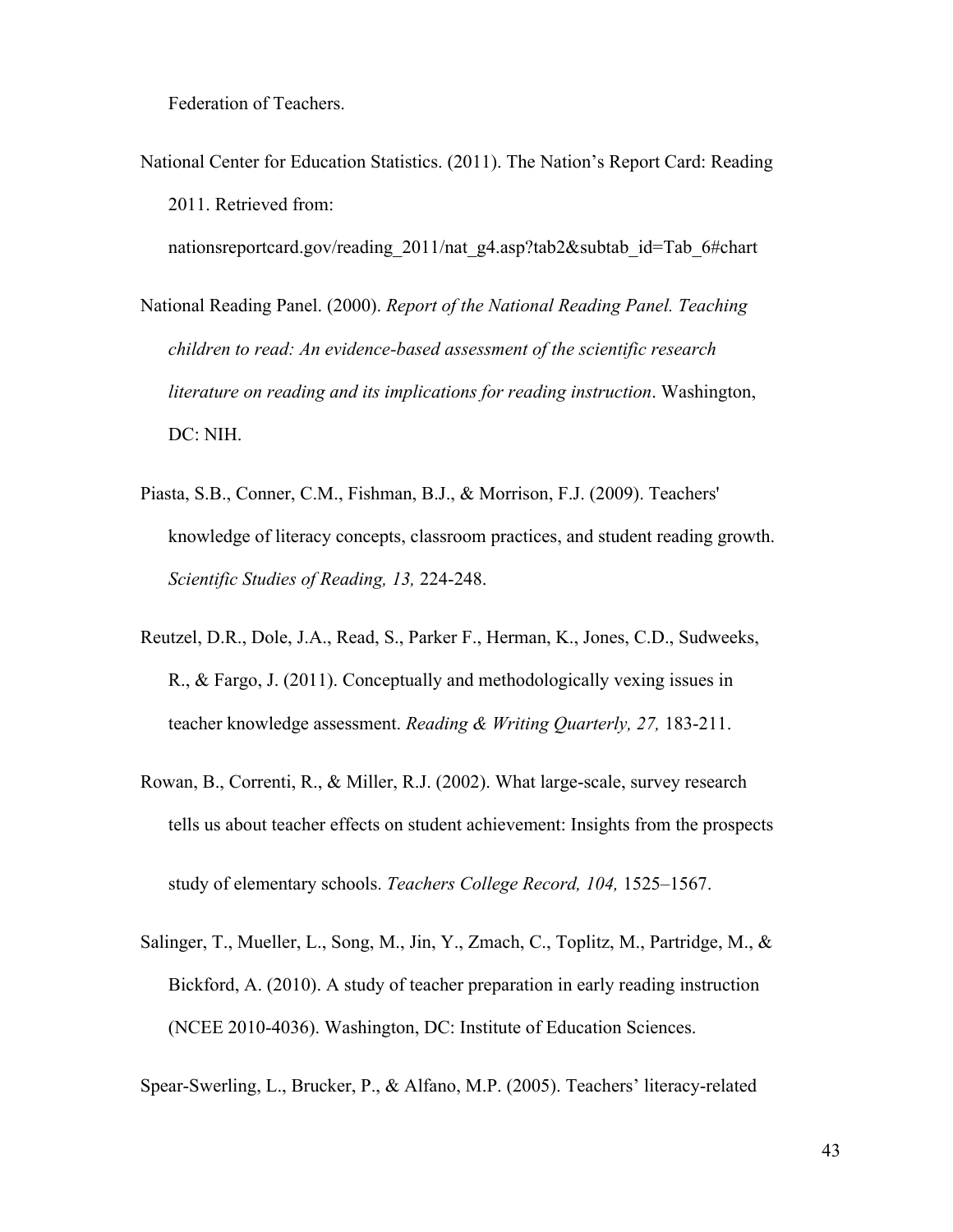Federation of Teachers.

National Center for Education Statistics. (2011). The Nation's Report Card: Reading 2011. Retrieved from: nationsreportcard.gov/reading_2011/nat_g4.asp?tab2&subtab_id=Tab_6#chart

National Reading Panel. (2000). *Report of the National Reading Panel. Teaching children to read: An evidence-based assessment of the scientific research literature on reading and its implications for reading instruction*. Washington, DC: NIH.

Piasta, S.B., Conner, C.M., Fishman, B.J., & Morrison, F.J. (2009). Teachers' knowledge of literacy concepts, classroom practices, and student reading growth. *Scientific Studies of Reading, 13,* 224-248.

Reutzel, D.R., Dole, J.A., Read, S., Parker F., Herman, K., Jones, C.D., Sudweeks, R., & Fargo, J. (2011). Conceptually and methodologically vexing issues in teacher knowledge assessment. *Reading & Writing Quarterly, 27,* 183-211.

Rowan, B., Correnti, R., & Miller, R.J. (2002). What large-scale, survey research tells us about teacher effects on student achievement: Insights from the prospects study of elementary schools. *Teachers College Record, 104,* 1525–1567.

Salinger, T., Mueller, L., Song, M., Jin, Y., Zmach, C., Toplitz, M., Partridge, M., & Bickford, A. (2010). A study of teacher preparation in early reading instruction (NCEE 2010-4036). Washington, DC: Institute of Education Sciences.

Spear-Swerling, L., Brucker, P., & Alfano, M.P. (2005). Teachers' literacy-related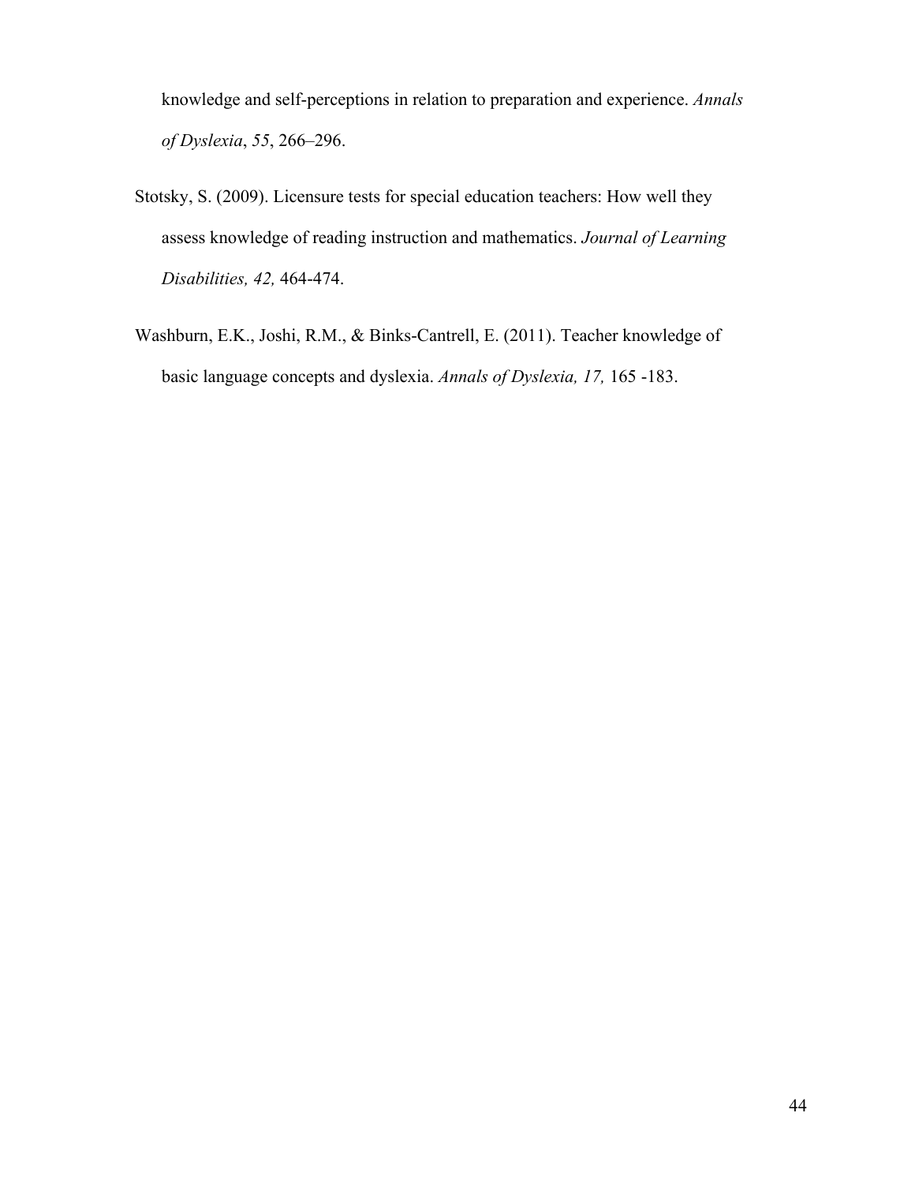knowledge and self-perceptions in relation to preparation and experience. *Annals of Dyslexia*, *55*, 266–296.

Stotsky, S. (2009). Licensure tests for special education teachers: How well they assess knowledge of reading instruction and mathematics. *Journal of Learning Disabilities, 42,* 464-474.

Washburn, E.K., Joshi, R.M., & Binks-Cantrell, E. (2011). Teacher knowledge of basic language concepts and dyslexia. *Annals of Dyslexia, 17,* 165 -183.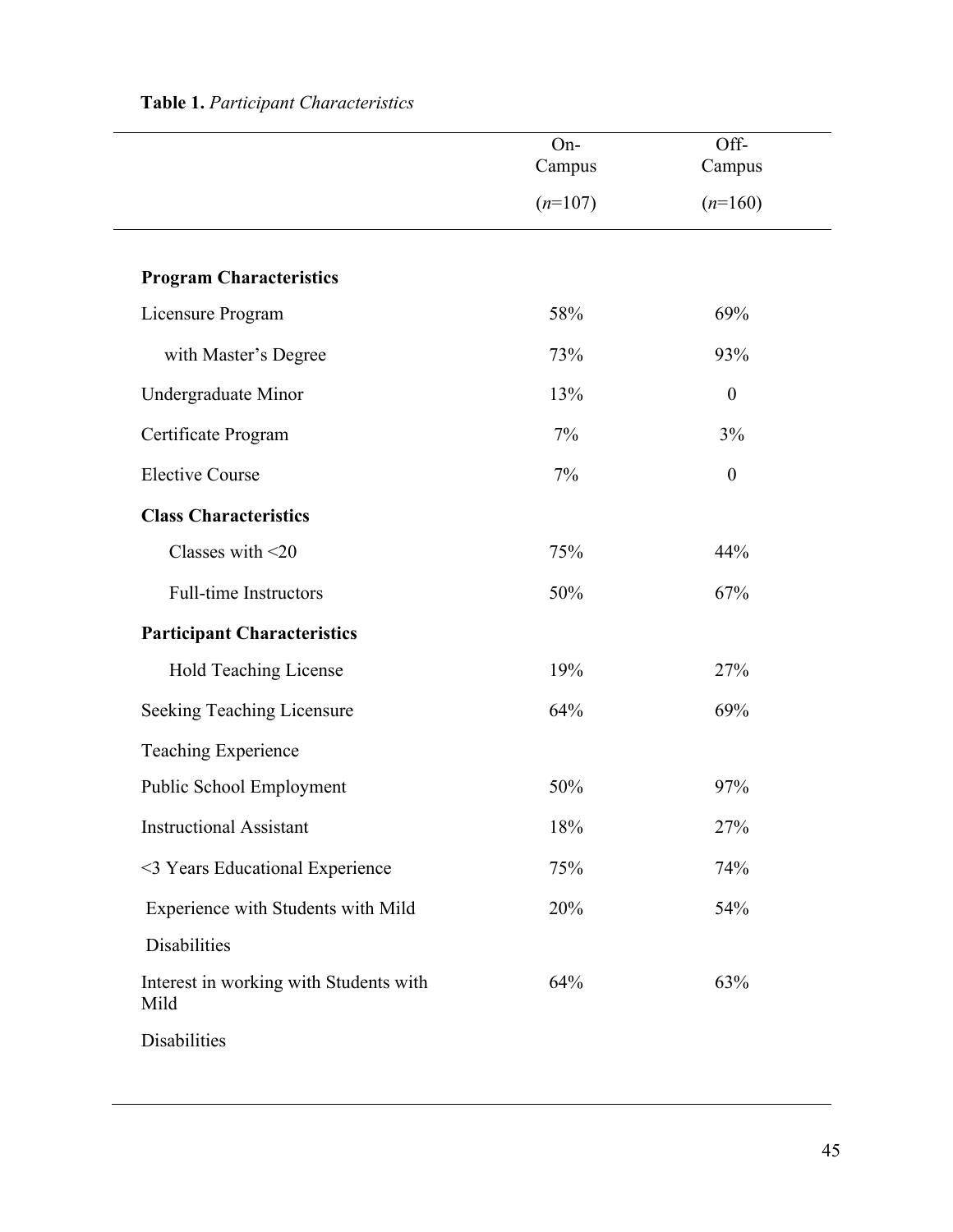**Table 1.** *Participant Characteristics*

| | On-Campus (*n*=107) | Off-Campus (*n*=160) |
|---|---|---|
| **Program Characteristics** | | |
| Licensure Program | 58% | 69% |
| with Master's Degree | 73% | 93% |
| Undergraduate Minor | 13% | 0 |
| Certificate Program | 7% | 3% |
| Elective Course | 7% | 0 |
| **Class Characteristics** | | |
| Classes with <20 | 75% | 44% |
| Full-time Instructors | 50% | 67% |
| **Participant Characteristics** | | |
| Hold Teaching License | 19% | 27% |
| Seeking Teaching Licensure | 64% | 69% |
| Teaching Experience | | |
| Public School Employment | 50% | 97% |
| Instructional Assistant | 18% | 27% |
| <3 Years Educational Experience | 75% | 74% |
| Experience with Students with Mild Disabilities | 20% | 54% |
| Interest in working with Students with Mild Disabilities | 64% | 63% |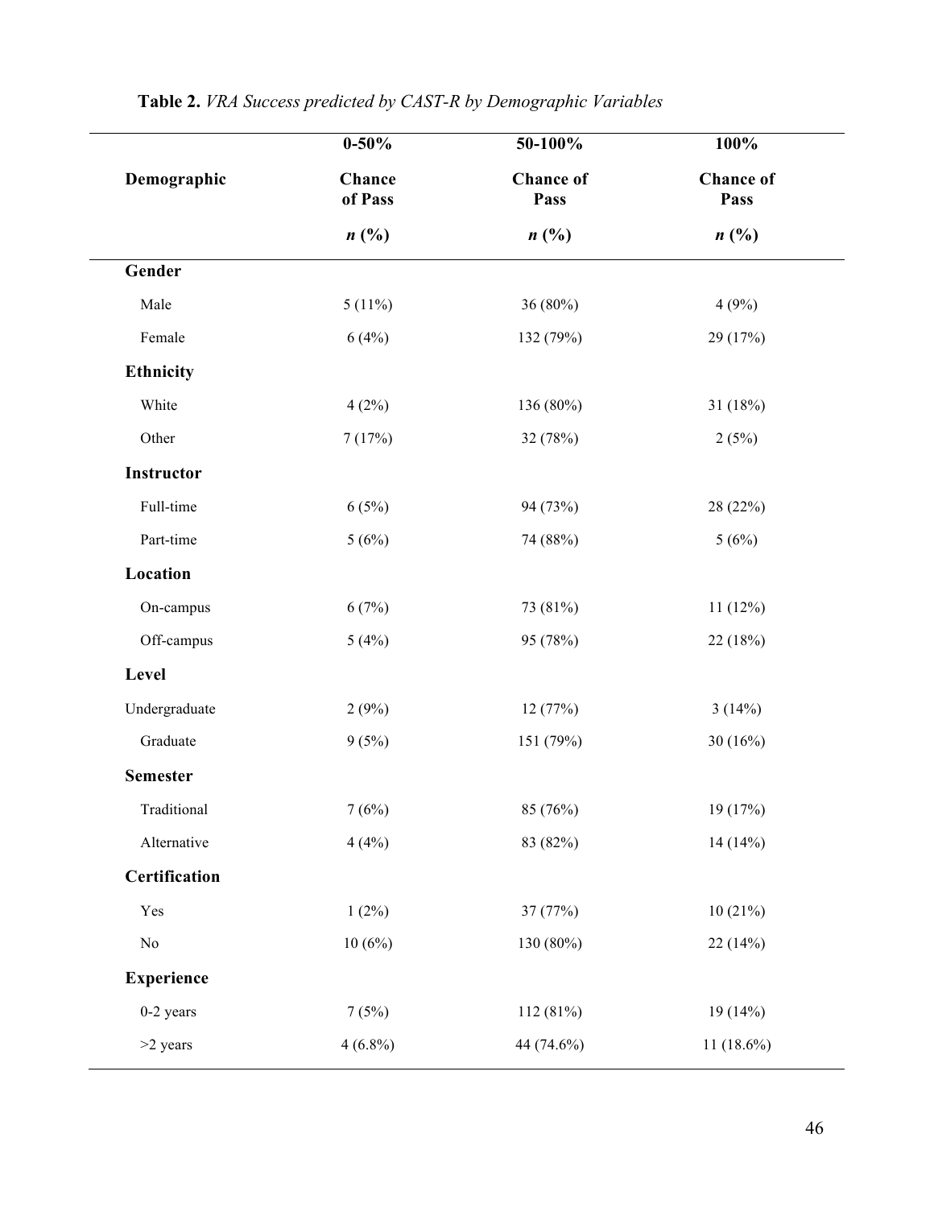**Table 2.** *VRA Success predicted by CAST-R by Demographic Variables*

| Demographic | 0-50% Chance of Pass *n* (%) | 50-100% Chance of Pass *n* (%) | 100% Chance of Pass *n* (%) |
|---|---|---|---|
| **Gender** | | | |
| Male | 5 (11%) | 36 (80%) | 4 (9%) |
| Female | 6 (4%) | 132 (79%) | 29 (17%) |
| **Ethnicity** | | | |
| White | 4 (2%) | 136 (80%) | 31 (18%) |
| Other | 7 (17%) | 32 (78%) | 2 (5%) |
| **Instructor** | | | |
| Full-time | 6 (5%) | 94 (73%) | 28 (22%) |
| Part-time | 5 (6%) | 74 (88%) | 5 (6%) |
| **Location** | | | |
| On-campus | 6 (7%) | 73 (81%) | 11 (12%) |
| Off-campus | 5 (4%) | 95 (78%) | 22 (18%) |
| **Level** | | | |
| Undergraduate | 2 (9%) | 12 (77%) | 3 (14%) |
| Graduate | 9 (5%) | 151 (79%) | 30 (16%) |
| **Semester** | | | |
| Traditional | 7 (6%) | 85 (76%) | 19 (17%) |
| Alternative | 4 (4%) | 83 (82%) | 14 (14%) |
| **Certification** | | | |
| Yes | 1 (2%) | 37 (77%) | 10 (21%) |
| No | 10 (6%) | 130 (80%) | 22 (14%) |
| **Experience** | | | |
| 0-2 years | 7 (5%) | 112 (81%) | 19 (14%) |
| >2 years | 4 (6.8%) | 44 (74.6%) | 11 (18.6%) |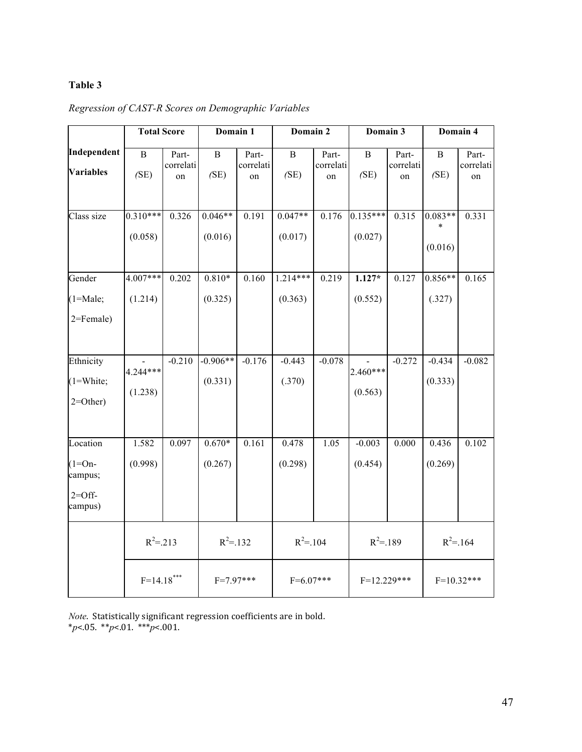**Table 3**

*Regression of CAST-R Scores on Demographic Variables*

| Independent Variables | Total Score | | Domain 1 | | Domain 2 | | Domain 3 | | Domain 4 | |
|---|---|---|---|---|---|---|---|---|---|---|
| | B (SE) | Part-correlation | B (SE) | Part-correlation | B (SE) | Part-correlation | B (SE) | Part-correlation | B (SE) | Part-correlation |
| Class size | 0.310*** (0.058) | 0.326 | 0.046** (0.016) | 0.191 | 0.047** (0.017) | 0.176 | 0.135*** (0.027) | 0.315 | 0.083*** (0.016) | 0.331 |
| Gender (1=Male; 2=Female) | 4.007*** (1.214) | 0.202 | 0.810* (0.325) | 0.160 | 1.214*** (0.363) | 0.219 | **1.127*** (0.552) | 0.127 | 0.856** (.327) | 0.165 |
| Ethnicity (1=White; 2=Other) | -4.244*** (1.238) | -0.210 | -0.906** (0.331) | -0.176 | -0.443 (.370) | -0.078 | -2.460*** (0.563) | -0.272 | -0.434 (0.333) | -0.082 |
| Location (1=On-campus; 2=Off-campus) | 1.582 (0.998) | 0.097 | 0.670* (0.267) | 0.161 | 0.478 (0.298) | 1.05 | -0.003 (0.454) | 0.000 | 0.436 (0.269) | 0.102 |
| | $R^2$=.213 | | $R^2$=.132 | | $R^2$=.104 | | $R^2$=.189 | | $R^2$=.164 | |
| | F=14.18*** | | F=7.97*** | | F=6.07*** | | F=12.229*** | | F=10.32*** | |

*Note*. Statistically significant regression coefficients are in bold.
*$p$<.05. **$p$<.01. ***$p$<.001.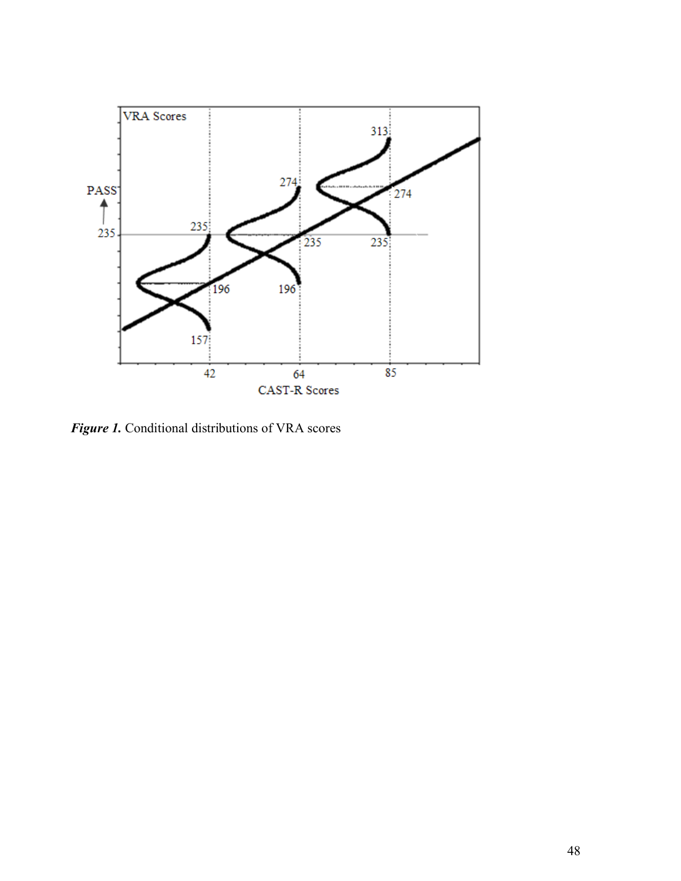VRA Scores

PASS

235

313

274

274

235

235

235

196

196

157

42

64

85

CAST-R Scores

***Figure 1.*** Conditional distributions of VRA scores